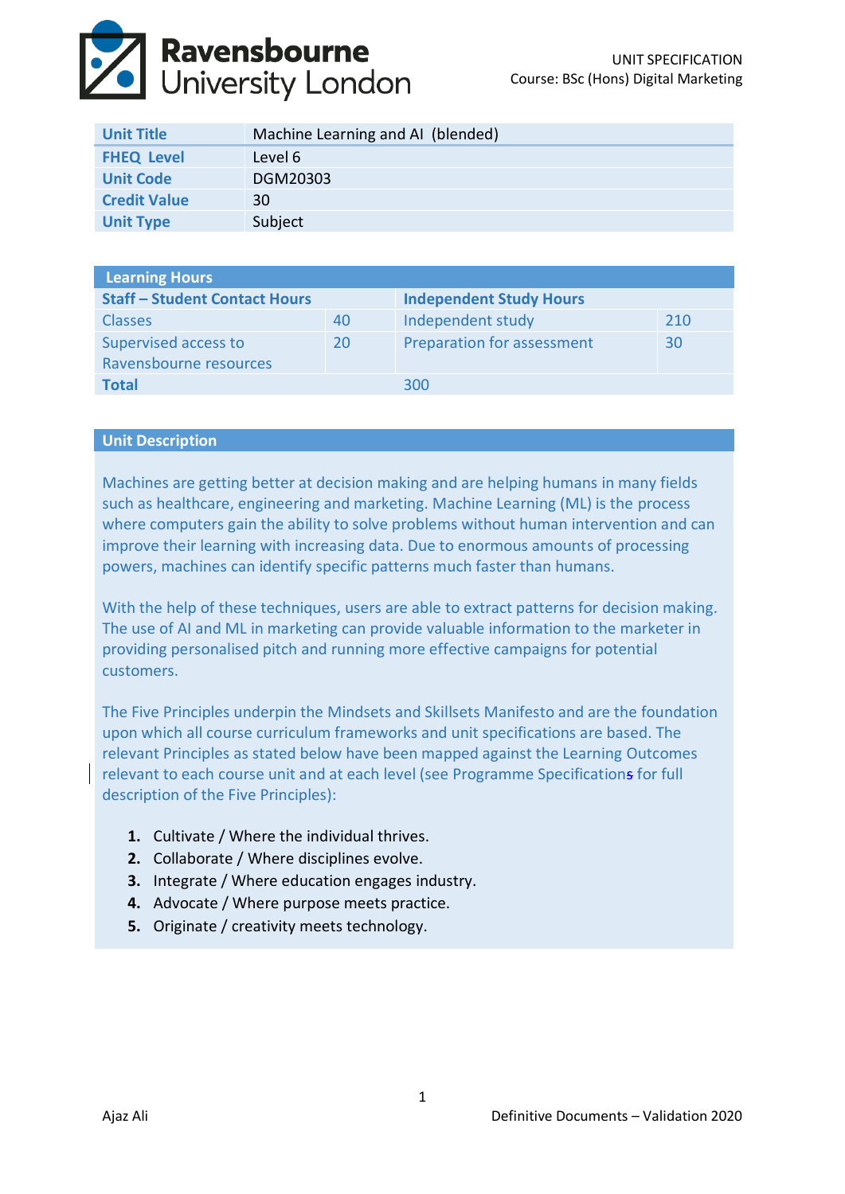UNIT SPECIFICATION
Course: BSc (Hons) Digital Marketing

| | |
|---|---|
| **Unit Title** | Machine Learning and AI (blended) |
| **FHEQ Level** | Level 6 |
| **Unit Code** | DGM20303 |
| **Credit Value** | 30 |
| **Unit Type** | Subject |

| **Learning Hours** | | | |
|---|---|---|---|
| **Staff – Student Contact Hours** | | **Independent Study Hours** | |
| Classes | 40 | Independent study | 210 |
| Supervised access to Ravensbourne resources | 20 | Preparation for assessment | 30 |
| **Total** | | 300 | |

## Unit Description

Machines are getting better at decision making and are helping humans in many fields such as healthcare, engineering and marketing. Machine Learning (ML) is the process where computers gain the ability to solve problems without human intervention and can improve their learning with increasing data. Due to enormous amounts of processing powers, machines can identify specific patterns much faster than humans.

With the help of these techniques, users are able to extract patterns for decision making. The use of AI and ML in marketing can provide valuable information to the marketer in providing personalised pitch and running more effective campaigns for potential customers.

The Five Principles underpin the Mindsets and Skillsets Manifesto and are the foundation upon which all course curriculum frameworks and unit specifications are based. The relevant Principles as stated below have been mapped against the Learning Outcomes relevant to each course unit and at each level (see Programme Specifications for full description of the Five Principles):

1. Cultivate / Where the individual thrives.
2. Collaborate / Where disciplines evolve.
3. Integrate / Where education engages industry.
4. Advocate / Where purpose meets practice.
5. Originate / creativity meets technology.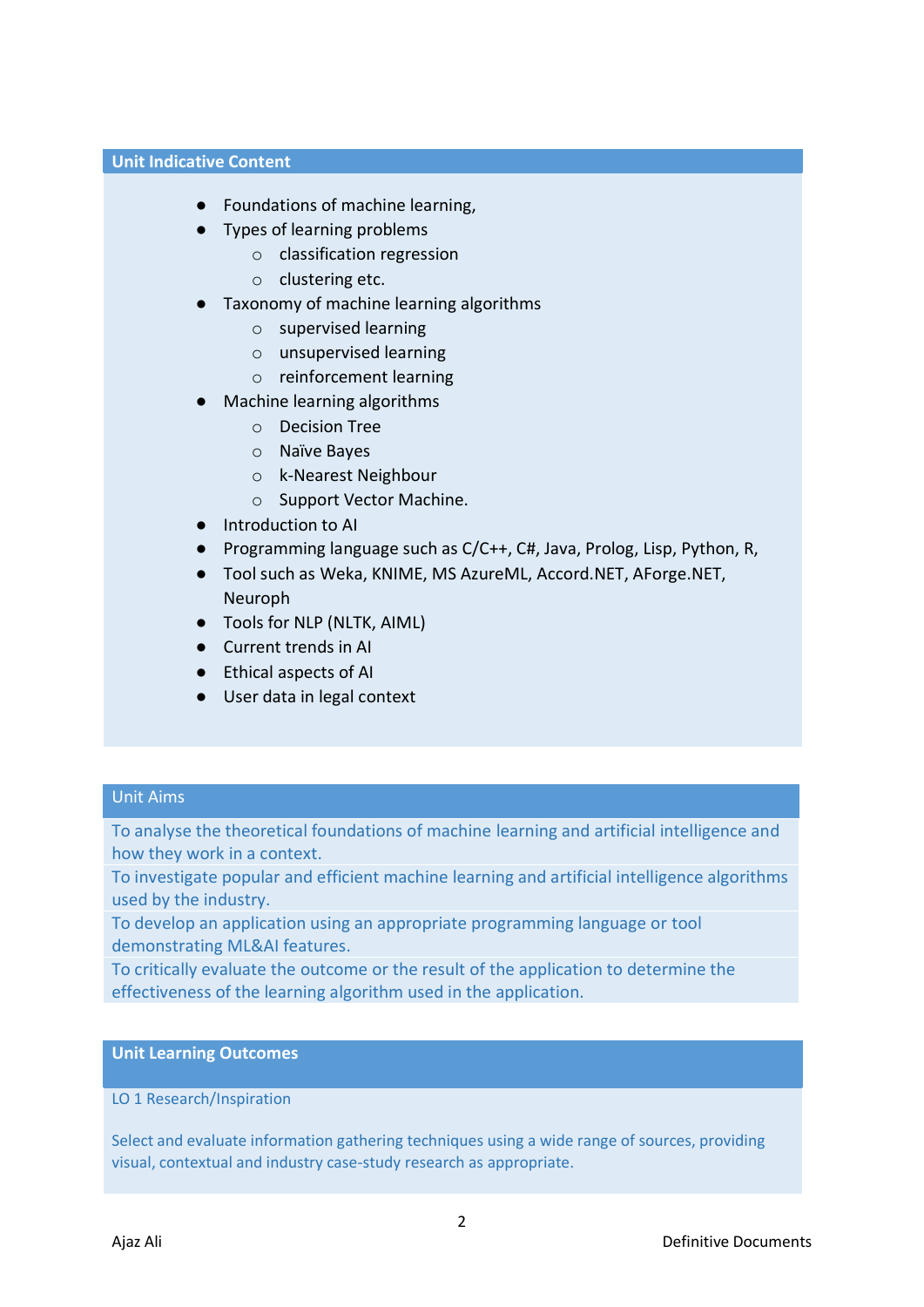## Unit Indicative Content

- Foundations of machine learning,
- Types of learning problems
  - classification regression
  - clustering etc.
- Taxonomy of machine learning algorithms
  - supervised learning
  - unsupervised learning
  - reinforcement learning
- Machine learning algorithms
  - Decision Tree
  - Naïve Bayes
  - k-Nearest Neighbour
  - Support Vector Machine.
- Introduction to AI
- Programming language such as C/C++, C#, Java, Prolog, Lisp, Python, R,
- Tool such as Weka, KNIME, MS AzureML, Accord.NET, AForge.NET, Neuroph
- Tools for NLP (NLTK, AIML)
- Current trends in AI
- Ethical aspects of AI
- User data in legal context

## Unit Aims

To analyse the theoretical foundations of machine learning and artificial intelligence and how they work in a context.

To investigate popular and efficient machine learning and artificial intelligence algorithms used by the industry.

To develop an application using an appropriate programming language or tool demonstrating ML&AI features.

To critically evaluate the outcome or the result of the application to determine the effectiveness of the learning algorithm used in the application.

## Unit Learning Outcomes

LO 1 Research/Inspiration

Select and evaluate information gathering techniques using a wide range of sources, providing visual, contextual and industry case-study research as appropriate.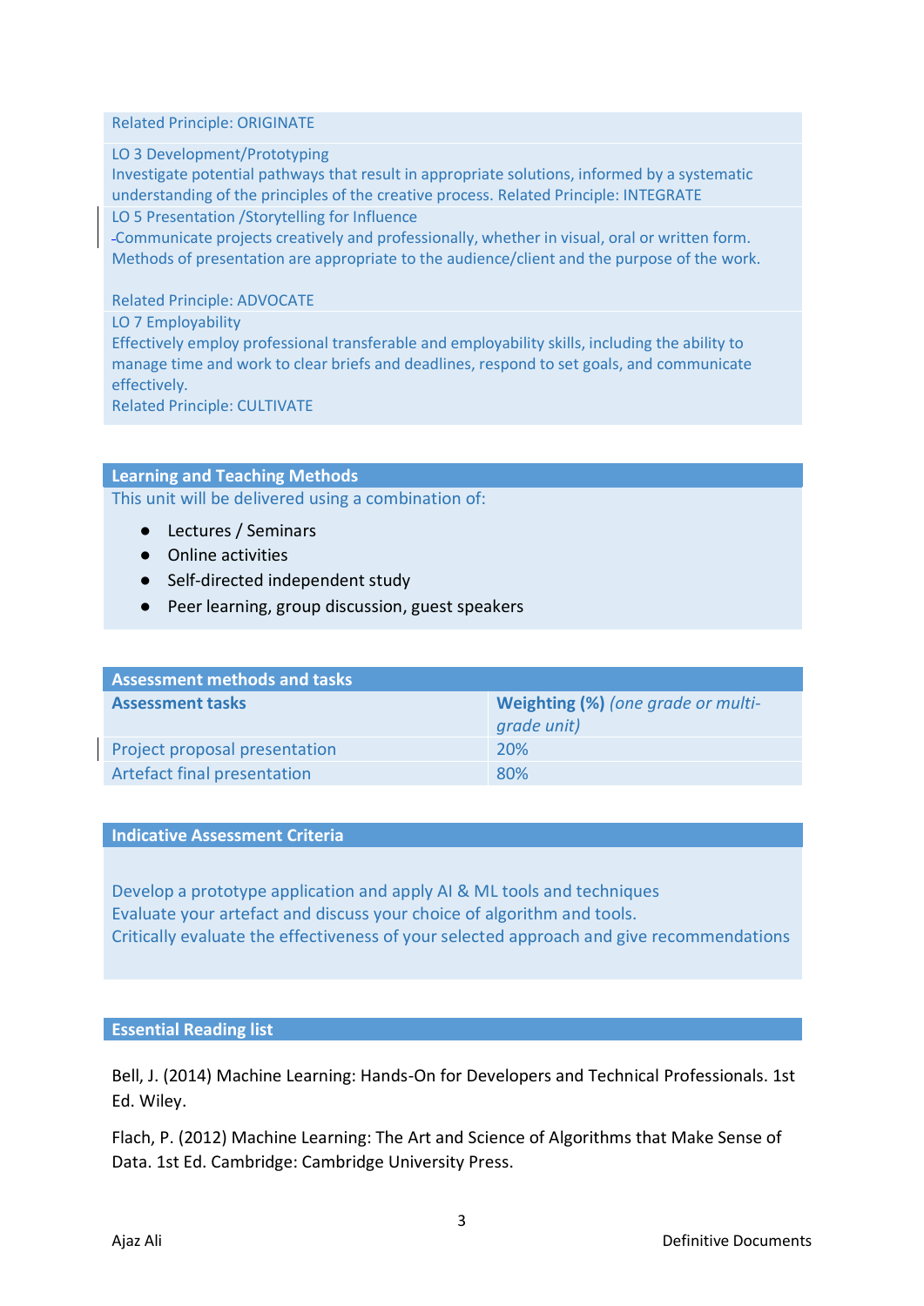Related Principle: ORIGINATE

LO 3 Development/Prototyping
Investigate potential pathways that result in appropriate solutions, informed by a systematic understanding of the principles of the creative process. Related Principle: INTEGRATE

LO 5 Presentation /Storytelling for Influence
-Communicate projects creatively and professionally, whether in visual, oral or written form. Methods of presentation are appropriate to the audience/client and the purpose of the work.

Related Principle: ADVOCATE

LO 7 Employability
Effectively employ professional transferable and employability skills, including the ability to manage time and work to clear briefs and deadlines, respond to set goals, and communicate effectively.
Related Principle: CULTIVATE

## Learning and Teaching Methods

This unit will be delivered using a combination of:

- Lectures / Seminars
- Online activities
- Self-directed independent study
- Peer learning, group discussion, guest speakers

## Assessment methods and tasks

| **Assessment tasks** | **Weighting (%)** *(one grade or multi-grade unit)* |
|---|---|
| Project proposal presentation | 20% |
| Artefact final presentation | 80% |

## Indicative Assessment Criteria

Develop a prototype application and apply AI & ML tools and techniques
Evaluate your artefact and discuss your choice of algorithm and tools.
Critically evaluate the effectiveness of your selected approach and give recommendations

## Essential Reading list

Bell, J. (2014) Machine Learning: Hands-On for Developers and Technical Professionals. 1st Ed. Wiley.

Flach, P. (2012) Machine Learning: The Art and Science of Algorithms that Make Sense of Data. 1st Ed. Cambridge: Cambridge University Press.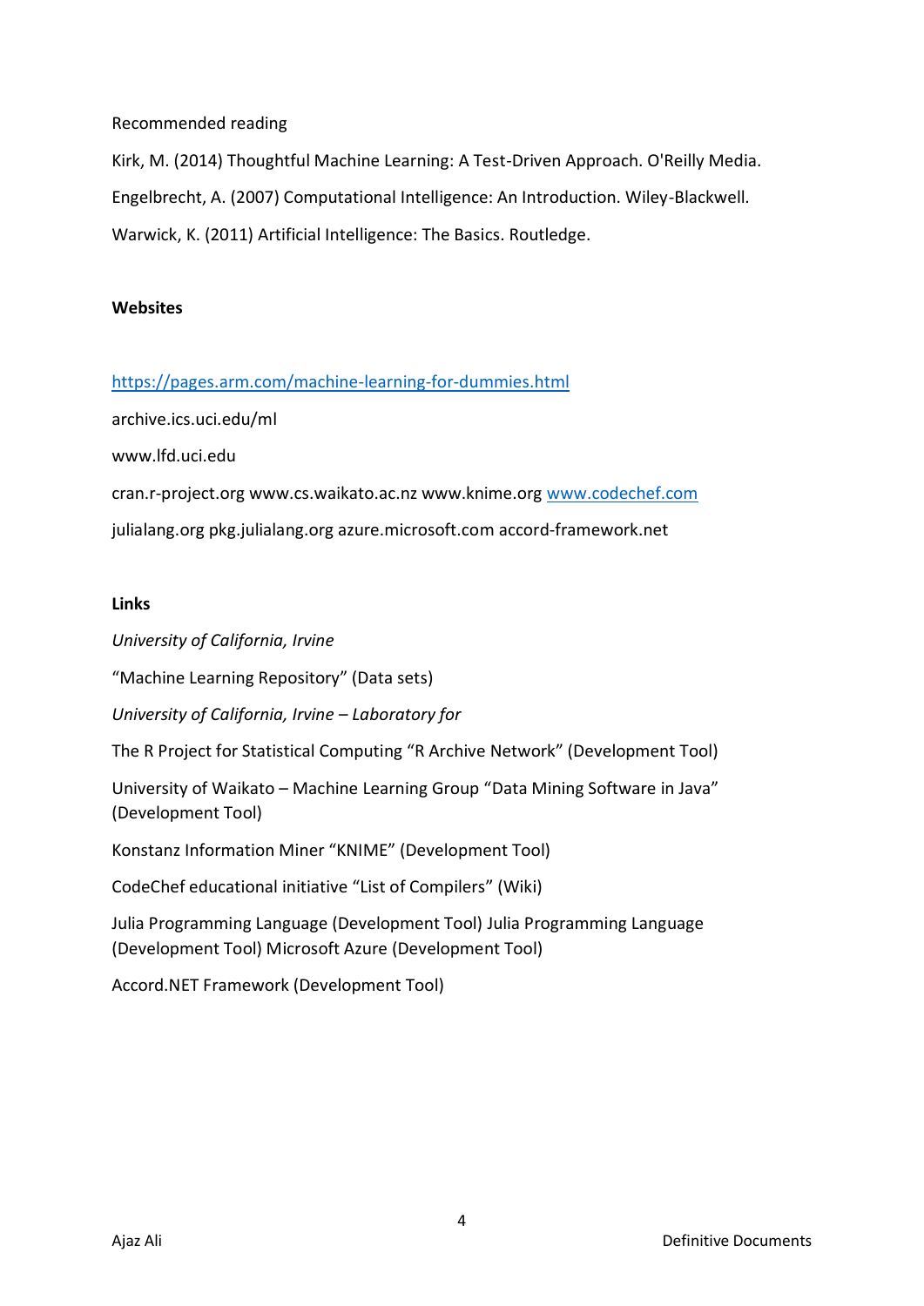Recommended reading

Kirk, M. (2014) Thoughtful Machine Learning: A Test-Driven Approach. O'Reilly Media.

Engelbrecht, A. (2007) Computational Intelligence: An Introduction. Wiley-Blackwell.

Warwick, K. (2011) Artificial Intelligence: The Basics. Routledge.

**Websites**

https://pages.arm.com/machine-learning-for-dummies.html

archive.ics.uci.edu/ml

www.lfd.uci.edu

cran.r-project.org www.cs.waikato.ac.nz www.knime.org www.codechef.com

julialang.org pkg.julialang.org azure.microsoft.com accord-framework.net

**Links**

*University of California, Irvine*

“Machine Learning Repository” (Data sets)

*University of California, Irvine – Laboratory for*

The R Project for Statistical Computing “R Archive Network” (Development Tool)

University of Waikato – Machine Learning Group “Data Mining Software in Java” (Development Tool)

Konstanz Information Miner “KNIME” (Development Tool)

CodeChef educational initiative “List of Compilers” (Wiki)

Julia Programming Language (Development Tool) Julia Programming Language (Development Tool) Microsoft Azure (Development Tool)

Accord.NET Framework (Development Tool)